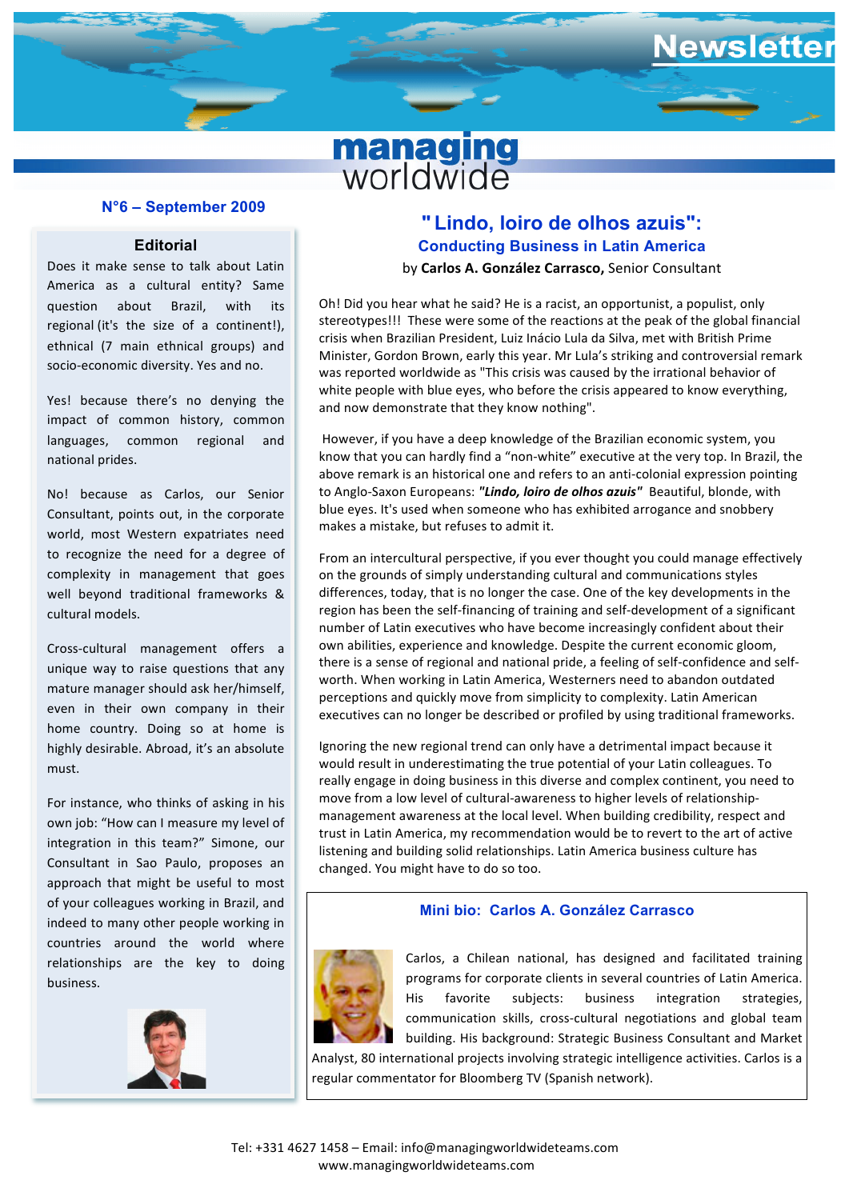# Newsletter

**managing worldwide**

**N°6 – September 2009**

## Editorial

Does it make sense to talk about Latin America as a cultural entity? Same question about Brazil, with its regional (it's the size of a continent!), ethnical (7 main ethnical groups) and socio-economic diversity. Yes and no.

Yes! because there's no denying the impact of common history, common languages, common regional and national prides.

No! because as Carlos, our Senior Consultant, points out, in the corporate world, most Western expatriates need to recognize the need for a degree of complexity in management that goes well beyond traditional frameworks & cultural models.

Cross-cultural management offers a unique way to raise questions that any mature manager should ask her/himself, even in their own company in their home country. Doing so at home is highly desirable. Abroad, it's an absolute must.

For instance, who thinks of asking in his own job: "How can I measure my level of integration in this team?" Simone, our Consultant in Sao Paulo, proposes an approach that might be useful to most of your colleagues working in Brazil, and indeed to many other people working in countries around the world where relationships are the key to doing business.

## "Lindo, loiro de olhos azuis": Conducting Business in Latin America

by **Carlos A. González Carrasco,** Senior Consultant

Oh! Did you hear what he said? He is a racist, an opportunist, a populist, only stereotypes!!! These were some of the reactions at the peak of the global financial crisis when Brazilian President, Luiz Inácio Lula da Silva, met with British Prime Minister, Gordon Brown, early this year. Mr Lula's striking and controversial remark was reported worldwide as "This crisis was caused by the irrational behavior of white people with blue eyes, who before the crisis appeared to know everything, and now demonstrate that they know nothing".

However, if you have a deep knowledge of the Brazilian economic system, you know that you can hardly find a "non-white" executive at the very top. In Brazil, the above remark is an historical one and refers to an anti-colonial expression pointing to Anglo-Saxon Europeans: ***"Lindo, loiro de olhos azuis"*** Beautiful, blonde, with blue eyes. It's used when someone who has exhibited arrogance and snobbery makes a mistake, but refuses to admit it.

From an intercultural perspective, if you ever thought you could manage effectively on the grounds of simply understanding cultural and communications styles differences, today, that is no longer the case. One of the key developments in the region has been the self-financing of training and self-development of a significant number of Latin executives who have become increasingly confident about their own abilities, experience and knowledge. Despite the current economic gloom, there is a sense of regional and national pride, a feeling of self-confidence and self-worth. When working in Latin America, Westerners need to abandon outdated perceptions and quickly move from simplicity to complexity. Latin American executives can no longer be described or profiled by using traditional frameworks.

Ignoring the new regional trend can only have a detrimental impact because it would result in underestimating the true potential of your Latin colleagues. To really engage in doing business in this diverse and complex continent, you need to move from a low level of cultural-awareness to higher levels of relationship-management awareness at the local level. When building credibility, respect and trust in Latin America, my recommendation would be to revert to the art of active listening and building solid relationships. Latin America business culture has changed. You might have to do so too.

### Mini bio: Carlos A. González Carrasco

Carlos, a Chilean national, has designed and facilitated training programs for corporate clients in several countries of Latin America. His favorite subjects: business integration strategies, communication skills, cross-cultural negotiations and global team building. His background: Strategic Business Consultant and Market Analyst, 80 international projects involving strategic intelligence activities. Carlos is a regular commentator for Bloomberg TV (Spanish network).

Tel: +331 4627 1458 – Email: info@managingworldwideteams.com
www.managingworldwideteams.com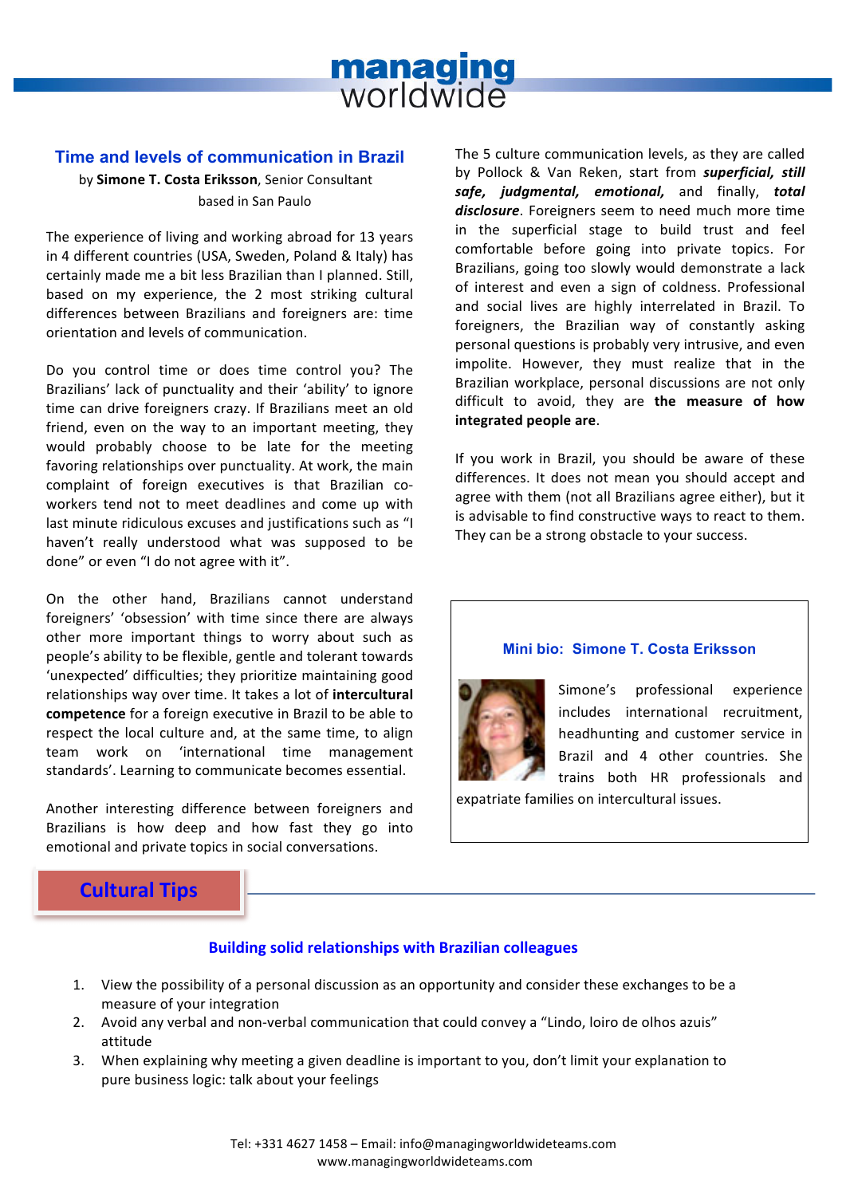# Time and levels of communication in Brazil

by **Simone T. Costa Eriksson**, Senior Consultant based in San Paulo

The experience of living and working abroad for 13 years in 4 different countries (USA, Sweden, Poland & Italy) has certainly made me a bit less Brazilian than I planned. Still, based on my experience, the 2 most striking cultural differences between Brazilians and foreigners are: time orientation and levels of communication.

Do you control time or does time control you? The Brazilians' lack of punctuality and their 'ability' to ignore time can drive foreigners crazy. If Brazilians meet an old friend, even on the way to an important meeting, they would probably choose to be late for the meeting favoring relationships over punctuality. At work, the main complaint of foreign executives is that Brazilian co-workers tend not to meet deadlines and come up with last minute ridiculous excuses and justifications such as "I haven't really understood what was supposed to be done" or even "I do not agree with it".

On the other hand, Brazilians cannot understand foreigners' 'obsession' with time since there are always other more important things to worry about such as people's ability to be flexible, gentle and tolerant towards 'unexpected' difficulties; they prioritize maintaining good relationships way over time. It takes a lot of **intercultural competence** for a foreign executive in Brazil to be able to respect the local culture and, at the same time, to align team work on 'international time management standards'. Learning to communicate becomes essential.

Another interesting difference between foreigners and Brazilians is how deep and how fast they go into emotional and private topics in social conversations.

The 5 culture communication levels, as they are called by Pollock & Van Reken, start from ***superficial, still safe, judgmental, emotional,*** and finally, ***total disclosure***. Foreigners seem to need much more time in the superficial stage to build trust and feel comfortable before going into private topics. For Brazilians, going too slowly would demonstrate a lack of interest and even a sign of coldness. Professional and social lives are highly interrelated in Brazil. To foreigners, the Brazilian way of constantly asking personal questions is probably very intrusive, and even impolite. However, they must realize that in the Brazilian workplace, personal discussions are not only difficult to avoid, they are **the measure of how integrated people are**.

If you work in Brazil, you should be aware of these differences. It does not mean you should accept and agree with them (not all Brazilians agree either), but it is advisable to find constructive ways to react to them. They can be a strong obstacle to your success.

### Mini bio: Simone T. Costa Eriksson

Simone's professional experience includes international recruitment, headhunting and customer service in Brazil and 4 other countries. She trains both HR professionals and expatriate families on intercultural issues.

## Cultural Tips

### Building solid relationships with Brazilian colleagues

1. View the possibility of a personal discussion as an opportunity and consider these exchanges to be a measure of your integration
2. Avoid any verbal and non-verbal communication that could convey a "Lindo, loiro de olhos azuis" attitude
3. When explaining why meeting a given deadline is important to you, don't limit your explanation to pure business logic: talk about your feelings

Tel: +331 4627 1458 – Email: info@managingworldwideteams.com
www.managingworldwideteams.com